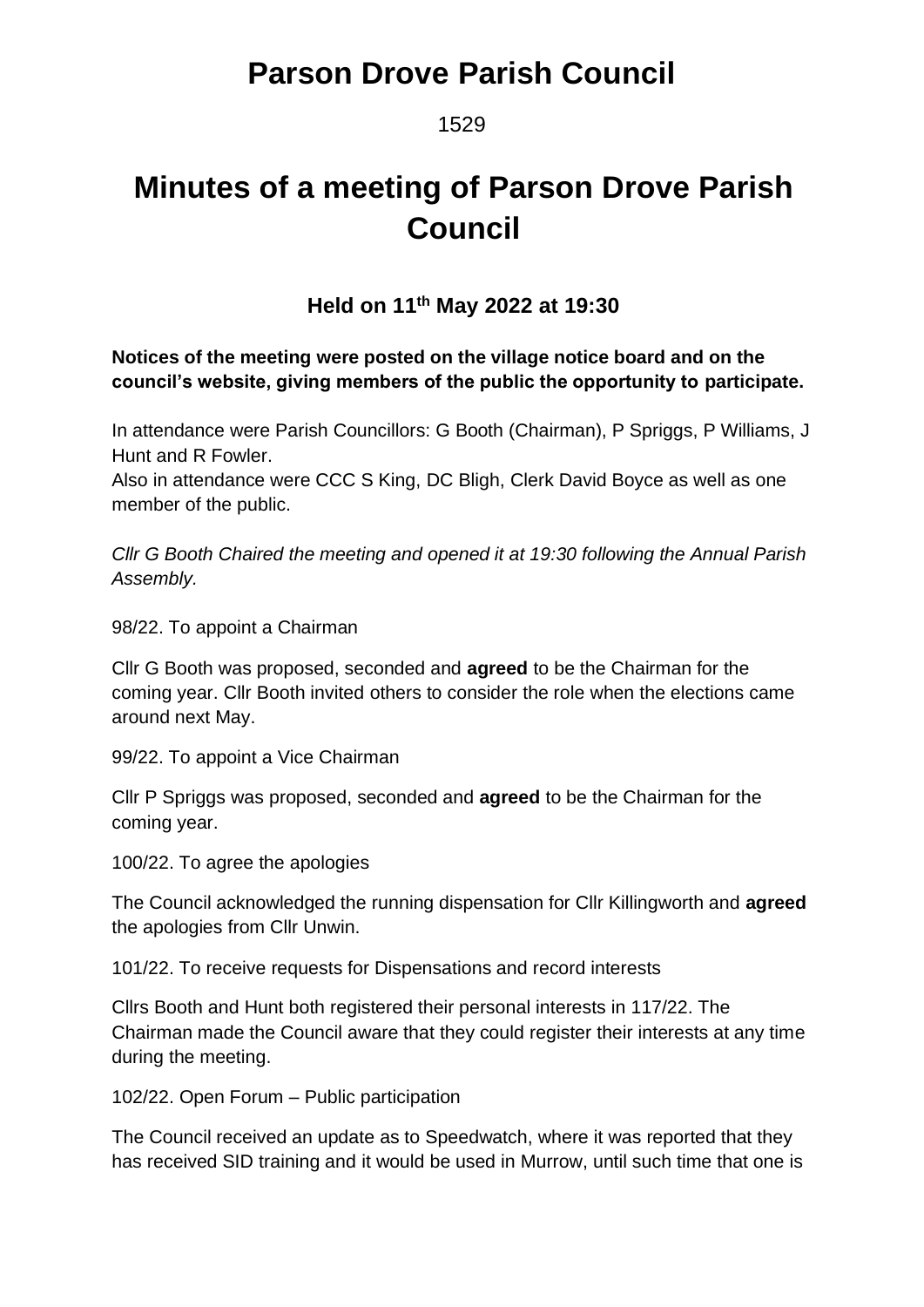# Parson Drove Parish Council

1529

# Minutes of a meeting of Parson Drove Parish Council

### Held on 11th May 2022 at 19:30

**Notices of the meeting were posted on the village notice board and on the council's website, giving members of the public the opportunity to participate.**

In attendance were Parish Councillors: G Booth (Chairman), P Spriggs, P Williams, J Hunt and R Fowler.
Also in attendance were CCC S King, DC Bligh, Clerk David Boyce as well as one member of the public.

*Cllr G Booth Chaired the meeting and opened it at 19:30 following the Annual Parish Assembly.*

98/22. To appoint a Chairman

Cllr G Booth was proposed, seconded and **agreed** to be the Chairman for the coming year. Cllr Booth invited others to consider the role when the elections came around next May.

99/22. To appoint a Vice Chairman

Cllr P Spriggs was proposed, seconded and **agreed** to be the Chairman for the coming year.

100/22. To agree the apologies

The Council acknowledged the running dispensation for Cllr Killingworth and **agreed** the apologies from Cllr Unwin.

101/22. To receive requests for Dispensations and record interests

Cllrs Booth and Hunt both registered their personal interests in 117/22. The Chairman made the Council aware that they could register their interests at any time during the meeting.

102/22. Open Forum – Public participation

The Council received an update as to Speedwatch, where it was reported that they has received SID training and it would be used in Murrow, until such time that one is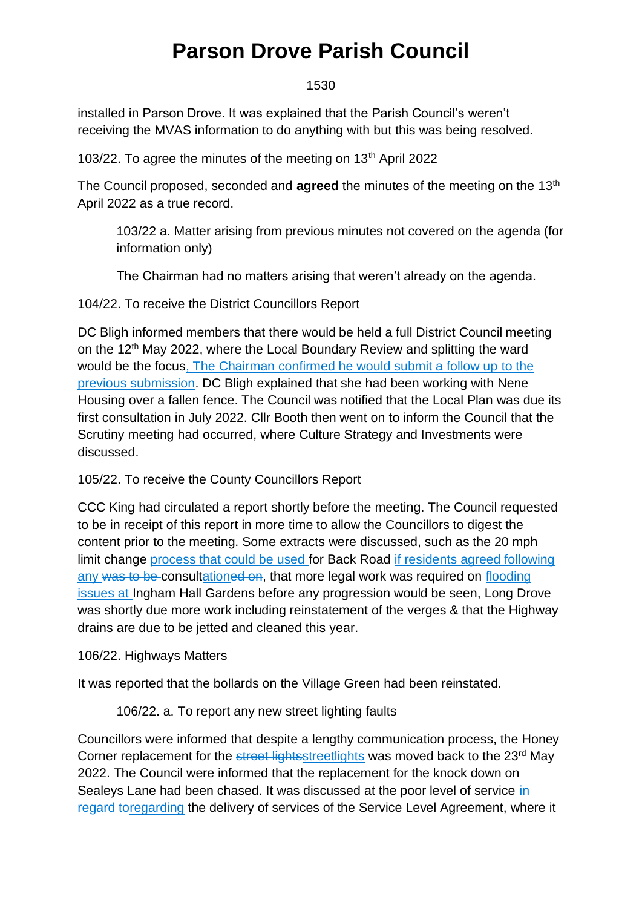installed in Parson Drove. It was explained that the Parish Council's weren't receiving the MVAS information to do anything with but this was being resolved.

103/22. To agree the minutes of the meeting on 13th April 2022

The Council proposed, seconded and **agreed** the minutes of the meeting on the 13th April 2022 as a true record.

> 103/22 a. Matter arising from previous minutes not covered on the agenda (for information only)
>
> The Chairman had no matters arising that weren't already on the agenda.

104/22. To receive the District Councillors Report

DC Bligh informed members that there would be held a full District Council meeting on the 12th May 2022, where the Local Boundary Review and splitting the ward would be the focus, The Chairman confirmed he would submit a follow up to the previous submission. DC Bligh explained that she had been working with Nene Housing over a fallen fence. The Council was notified that the Local Plan was due its first consultation in July 2022. Cllr Booth then went on to inform the Council that the Scrutiny meeting had occurred, where Culture Strategy and Investments were discussed.

105/22. To receive the County Councillors Report

CCC King had circulated a report shortly before the meeting. The Council requested to be in receipt of this report in more time to allow the Councillors to digest the content prior to the meeting. Some extracts were discussed, such as the 20 mph limit change process that could be used for Back Road if residents agreed following any ~~was to be~~ consultation~~ed on~~, that more legal work was required on flooding issues at Ingham Hall Gardens before any progression would be seen, Long Drove was shortly due more work including reinstatement of the verges & that the Highway drains are due to be jetted and cleaned this year.

106/22. Highways Matters

It was reported that the bollards on the Village Green had been reinstated.

> 106/22. a. To report any new street lighting faults

Councillors were informed that despite a lengthy communication process, the Honey Corner replacement for the ~~street lights~~streetlights was moved back to the 23rd May 2022. The Council were informed that the replacement for the knock down on Sealeys Lane had been chased. It was discussed at the poor level of service ~~in regard to~~regarding the delivery of services of the Service Level Agreement, where it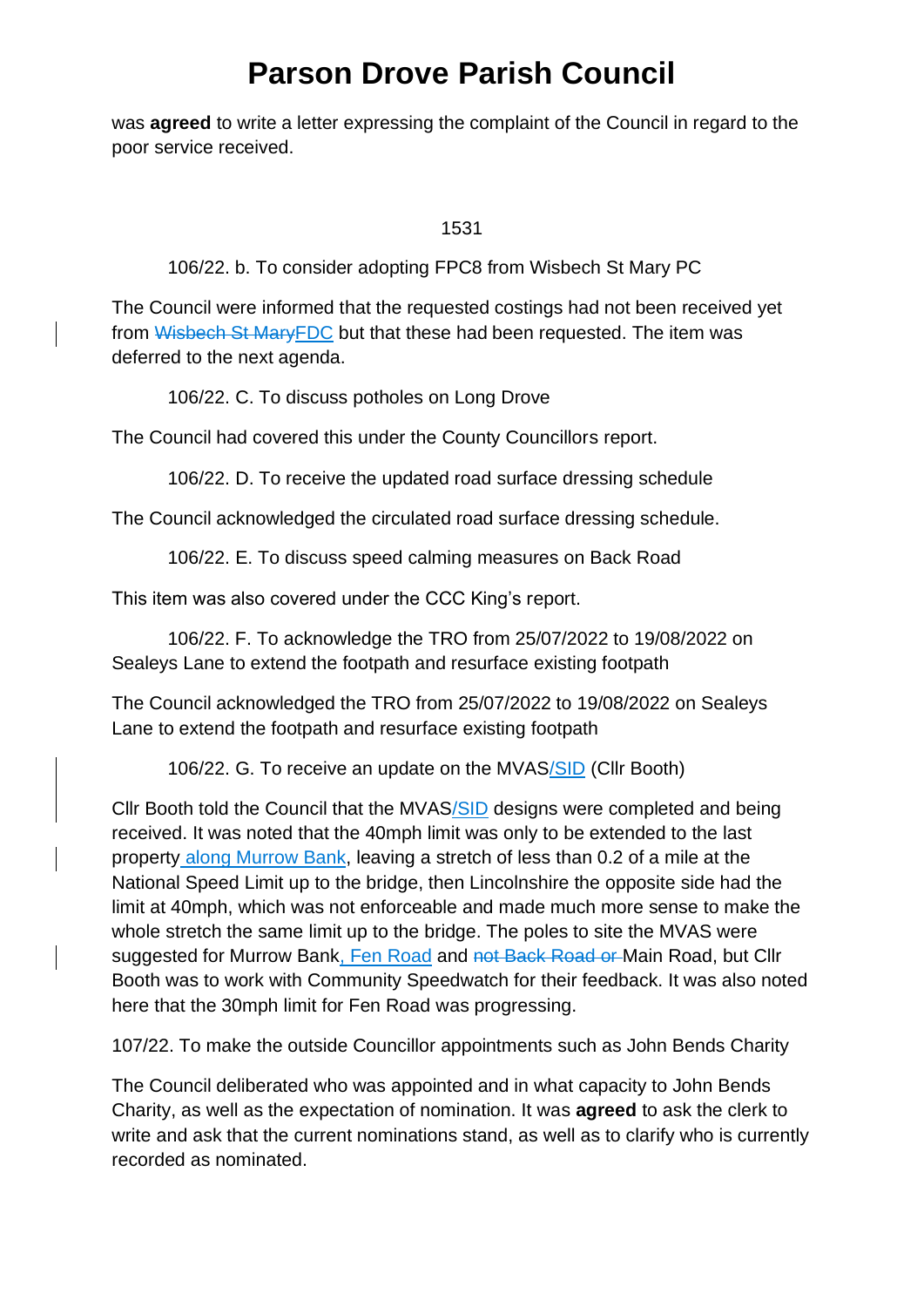was **agreed** to write a letter expressing the complaint of the Council in regard to the poor service received.

106/22. b. To consider adopting FPC8 from Wisbech St Mary PC

The Council were informed that the requested costings had not been received yet from ~~Wisbech St Mary~~FDC but that these had been requested. The item was deferred to the next agenda.

106/22. C. To discuss potholes on Long Drove

The Council had covered this under the County Councillors report.

106/22. D. To receive the updated road surface dressing schedule

The Council acknowledged the circulated road surface dressing schedule.

106/22. E. To discuss speed calming measures on Back Road

This item was also covered under the CCC King's report.

106/22. F. To acknowledge the TRO from 25/07/2022 to 19/08/2022 on Sealeys Lane to extend the footpath and resurface existing footpath

The Council acknowledged the TRO from 25/07/2022 to 19/08/2022 on Sealeys Lane to extend the footpath and resurface existing footpath

106/22. G. To receive an update on the MVAS/SID (Cllr Booth)

Cllr Booth told the Council that the MVAS/SID designs were completed and being received. It was noted that the 40mph limit was only to be extended to the last property along Murrow Bank, leaving a stretch of less than 0.2 of a mile at the National Speed Limit up to the bridge, then Lincolnshire the opposite side had the limit at 40mph, which was not enforceable and made much more sense to make the whole stretch the same limit up to the bridge. The poles to site the MVAS were suggested for Murrow Bank, Fen Road and ~~not Back Road or~~ Main Road, but Cllr Booth was to work with Community Speedwatch for their feedback. It was also noted here that the 30mph limit for Fen Road was progressing.

107/22. To make the outside Councillor appointments such as John Bends Charity

The Council deliberated who was appointed and in what capacity to John Bends Charity, as well as the expectation of nomination. It was **agreed** to ask the clerk to write and ask that the current nominations stand, as well as to clarify who is currently recorded as nominated.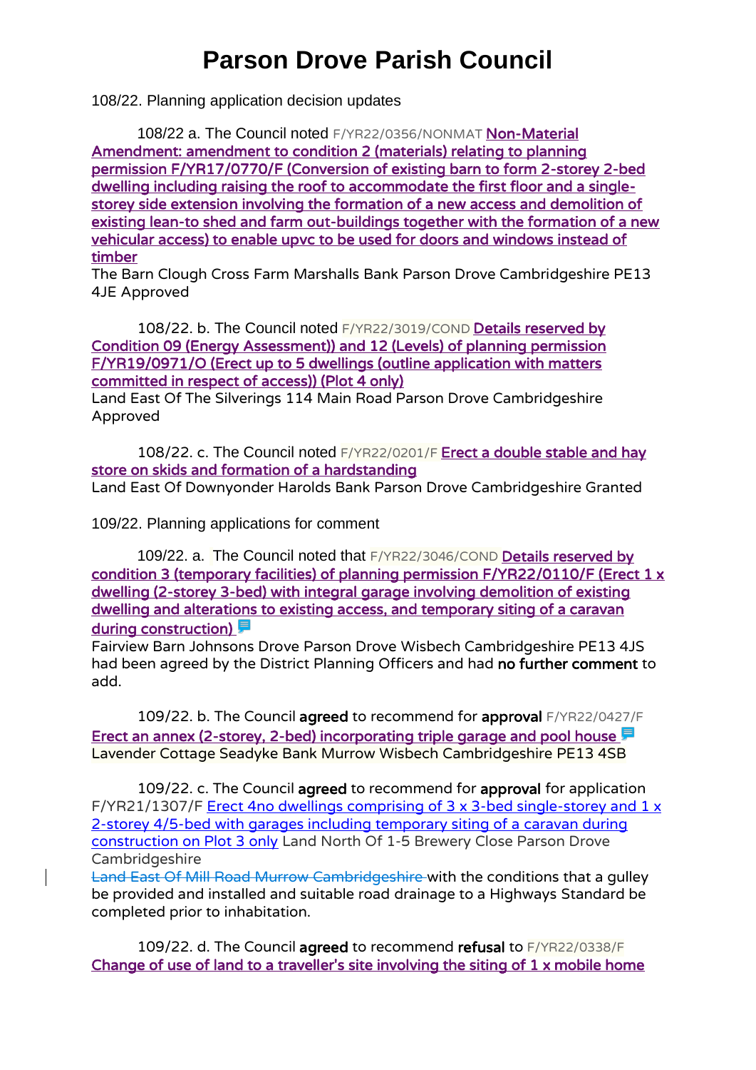# Parson Drove Parish Council

108/22. Planning application decision updates

108/22 a. The Council noted F/YR22/0356/NONMAT Non-Material Amendment: amendment to condition 2 (materials) relating to planning permission F/YR17/0770/F (Conversion of existing barn to form 2-storey 2-bed dwelling including raising the roof to accommodate the first floor and a single-storey side extension involving the formation of a new access and demolition of existing lean-to shed and farm out-buildings together with the formation of a new vehicular access) to enable upvc to be used for doors and windows instead of timber
The Barn Clough Cross Farm Marshalls Bank Parson Drove Cambridgeshire PE13 4JE Approved

108/22. b. The Council noted F/YR22/3019/COND Details reserved by Condition 09 (Energy Assessment)) and 12 (Levels) of planning permission F/YR19/0971/O (Erect up to 5 dwellings (outline application with matters committed in respect of access)) (Plot 4 only)
Land East Of The Silverings 114 Main Road Parson Drove Cambridgeshire Approved

108/22. c. The Council noted F/YR22/0201/F Erect a double stable and hay store on skids and formation of a hardstanding
Land East Of Downyonder Harolds Bank Parson Drove Cambridgeshire Granted

109/22. Planning applications for comment

109/22. a. The Council noted that F/YR22/3046/COND Details reserved by condition 3 (temporary facilities) of planning permission F/YR22/0110/F (Erect 1 x dwelling (2-storey 3-bed) with integral garage involving demolition of existing dwelling and alterations to existing access, and temporary siting of a caravan during construction)
Fairview Barn Johnsons Drove Parson Drove Wisbech Cambridgeshire PE13 4JS had been agreed by the District Planning Officers and had **no further comment** to add.

109/22. b. The Council **agreed** to recommend for **approval** F/YR22/0427/F Erect an annex (2-storey, 2-bed) incorporating triple garage and pool house
Lavender Cottage Seadyke Bank Murrow Wisbech Cambridgeshire PE13 4SB

109/22. c. The Council **agreed** to recommend for **approval** for application F/YR21/1307/F Erect 4no dwellings comprising of 3 x 3-bed single-storey and 1 x 2-storey 4/5-bed with garages including temporary siting of a caravan during construction on Plot 3 only Land North Of 1-5 Brewery Close Parson Drove Cambridgeshire
~~Land East Of Mill Road Murrow Cambridgeshire~~ with the conditions that a gulley be provided and installed and suitable road drainage to a Highways Standard be completed prior to inhabitation.

109/22. d. The Council **agreed** to recommend **refusal** to F/YR22/0338/F Change of use of land to a traveller's site involving the siting of 1 x mobile home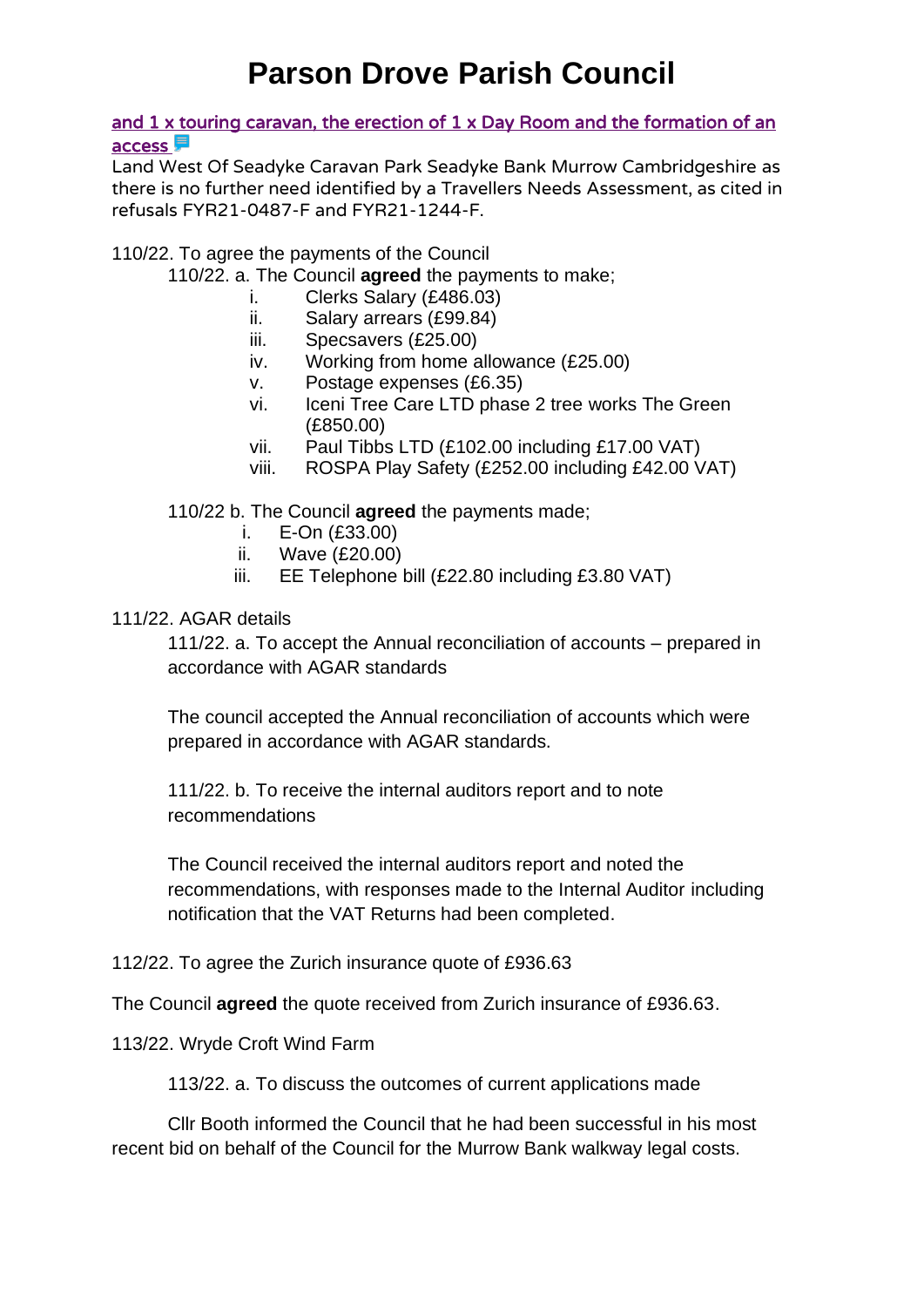and 1 x touring caravan, the erection of 1 x Day Room and the formation of an access

Land West Of Seadyke Caravan Park Seadyke Bank Murrow Cambridgeshire as there is no further need identified by a Travellers Needs Assessment, as cited in refusals FYR21-0487-F and FYR21-1244-F.

110/22. To agree the payments of the Council

110/22. a. The Council **agreed** the payments to make;

i. Clerks Salary (£486.03)
ii. Salary arrears (£99.84)
iii. Specsavers (£25.00)
iv. Working from home allowance (£25.00)
v. Postage expenses (£6.35)
vi. Iceni Tree Care LTD phase 2 tree works The Green (£850.00)
vii. Paul Tibbs LTD (£102.00 including £17.00 VAT)
viii. ROSPA Play Safety (£252.00 including £42.00 VAT)

110/22 b. The Council **agreed** the payments made;

i. E-On (£33.00)
ii. Wave (£20.00)
iii. EE Telephone bill (£22.80 including £3.80 VAT)

111/22. AGAR details

111/22. a. To accept the Annual reconciliation of accounts – prepared in accordance with AGAR standards

The council accepted the Annual reconciliation of accounts which were prepared in accordance with AGAR standards.

111/22. b. To receive the internal auditors report and to note recommendations

The Council received the internal auditors report and noted the recommendations, with responses made to the Internal Auditor including notification that the VAT Returns had been completed.

112/22. To agree the Zurich insurance quote of £936.63

The Council **agreed** the quote received from Zurich insurance of £936.63.

113/22. Wryde Croft Wind Farm

113/22. a. To discuss the outcomes of current applications made

Cllr Booth informed the Council that he had been successful in his most recent bid on behalf of the Council for the Murrow Bank walkway legal costs.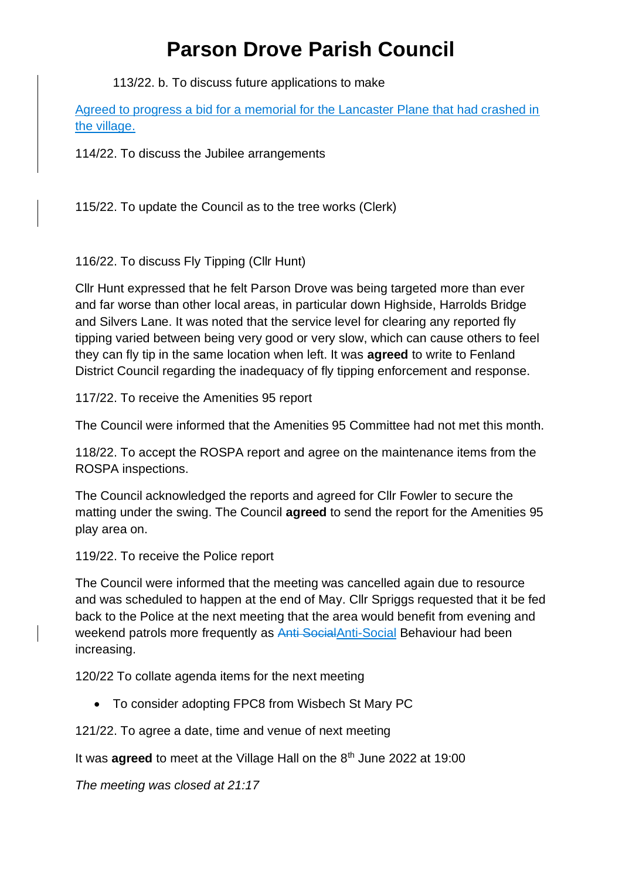113/22. b. To discuss future applications to make

Agreed to progress a bid for a memorial for the Lancaster Plane that had crashed in the village.

114/22. To discuss the Jubilee arrangements

115/22. To update the Council as to the tree works (Clerk)

116/22. To discuss Fly Tipping (Cllr Hunt)

Cllr Hunt expressed that he felt Parson Drove was being targeted more than ever and far worse than other local areas, in particular down Highside, Harrolds Bridge and Silvers Lane. It was noted that the service level for clearing any reported fly tipping varied between being very good or very slow, which can cause others to feel they can fly tip in the same location when left. It was **agreed** to write to Fenland District Council regarding the inadequacy of fly tipping enforcement and response.

117/22. To receive the Amenities 95 report

The Council were informed that the Amenities 95 Committee had not met this month.

118/22. To accept the ROSPA report and agree on the maintenance items from the ROSPA inspections.

The Council acknowledged the reports and agreed for Cllr Fowler to secure the matting under the swing. The Council **agreed** to send the report for the Amenities 95 play area on.

119/22. To receive the Police report

The Council were informed that the meeting was cancelled again due to resource and was scheduled to happen at the end of May. Cllr Spriggs requested that it be fed back to the Police at the next meeting that the area would benefit from evening and weekend patrols more frequently as ~~Anti Social~~Anti-Social Behaviour had been increasing.

120/22 To collate agenda items for the next meeting

- To consider adopting FPC8 from Wisbech St Mary PC

121/22. To agree a date, time and venue of next meeting

It was **agreed** to meet at the Village Hall on the 8th June 2022 at 19:00

*The meeting was closed at 21:17*